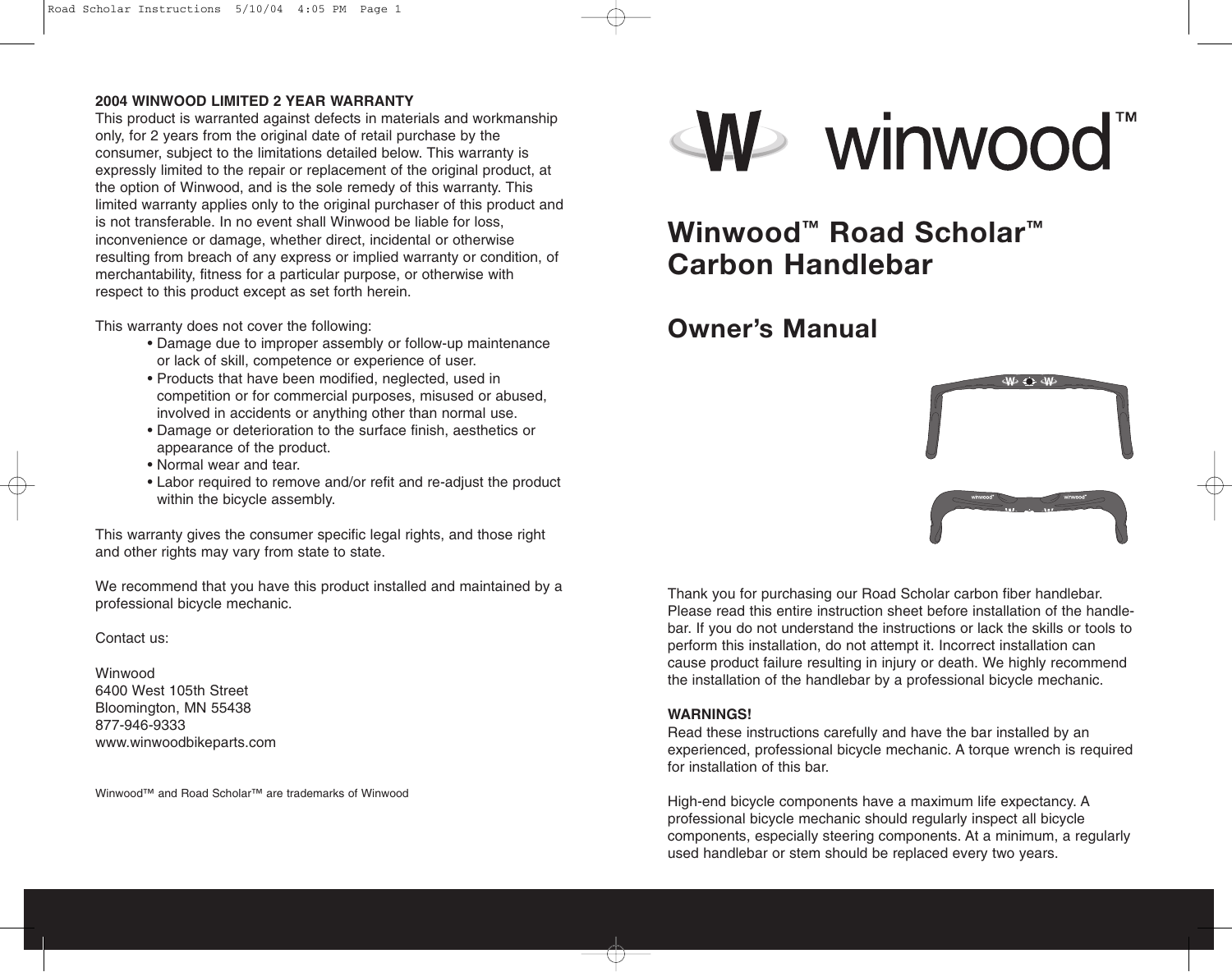**2004 WINWOOD LIMITED 2 YEAR WARRANTY**

This product is warranted against defects in materials and workmanship only, for 2 years from the original date of retail purchase by the consumer, subject to the limitations detailed below. This warranty is expressly limited to the repair or replacement of the original product, at the option of Winwood, and is the sole remedy of this warranty. This limited warranty applies only to the original purchaser of this product and is not transferable. In no event shall Winwood be liable for loss, inconvenience or damage, whether direct, incidental or otherwise resulting from breach of any express or implied warranty or condition, of merchantability, fitness for a particular purpose, or otherwise with respect to this product except as set forth herein.

This warranty does not cover the following:

- Damage due to improper assembly or follow-up maintenance or lack of skill, competence or experience of user.
- Products that have been modified, neglected, used in competition or for commercial purposes, misused or abused, involved in accidents or anything other than normal use.
- Damage or deterioration to the surface finish, aesthetics or appearance of the product.
- Normal wear and tear.
- Labor required to remove and/or refit and re-adjust the product within the bicycle assembly.

This warranty gives the consumer specific legal rights, and those right and other rights may vary from state to state.

We recommend that you have this product installed and maintained by a professional bicycle mechanic.

Contact us:

Winwood
6400 West 105th Street
Bloomington, MN 55438
877-946-9333
www.winwoodbikeparts.com

Winwood™ and Road Scholar™ are trademarks of Winwood

winwood™

# Winwood™ Road Scholar™ Carbon Handlebar

## Owner's Manual

Thank you for purchasing our Road Scholar carbon fiber handlebar. Please read this entire instruction sheet before installation of the handle-bar. If you do not understand the instructions or lack the skills or tools to perform this installation, do not attempt it. Incorrect installation can cause product failure resulting in injury or death. We highly recommend the installation of the handlebar by a professional bicycle mechanic.

**WARNINGS!**

Read these instructions carefully and have the bar installed by an experienced, professional bicycle mechanic. A torque wrench is required for installation of this bar.

High-end bicycle components have a maximum life expectancy. A professional bicycle mechanic should regularly inspect all bicycle components, especially steering components. At a minimum, a regularly used handlebar or stem should be replaced every two years.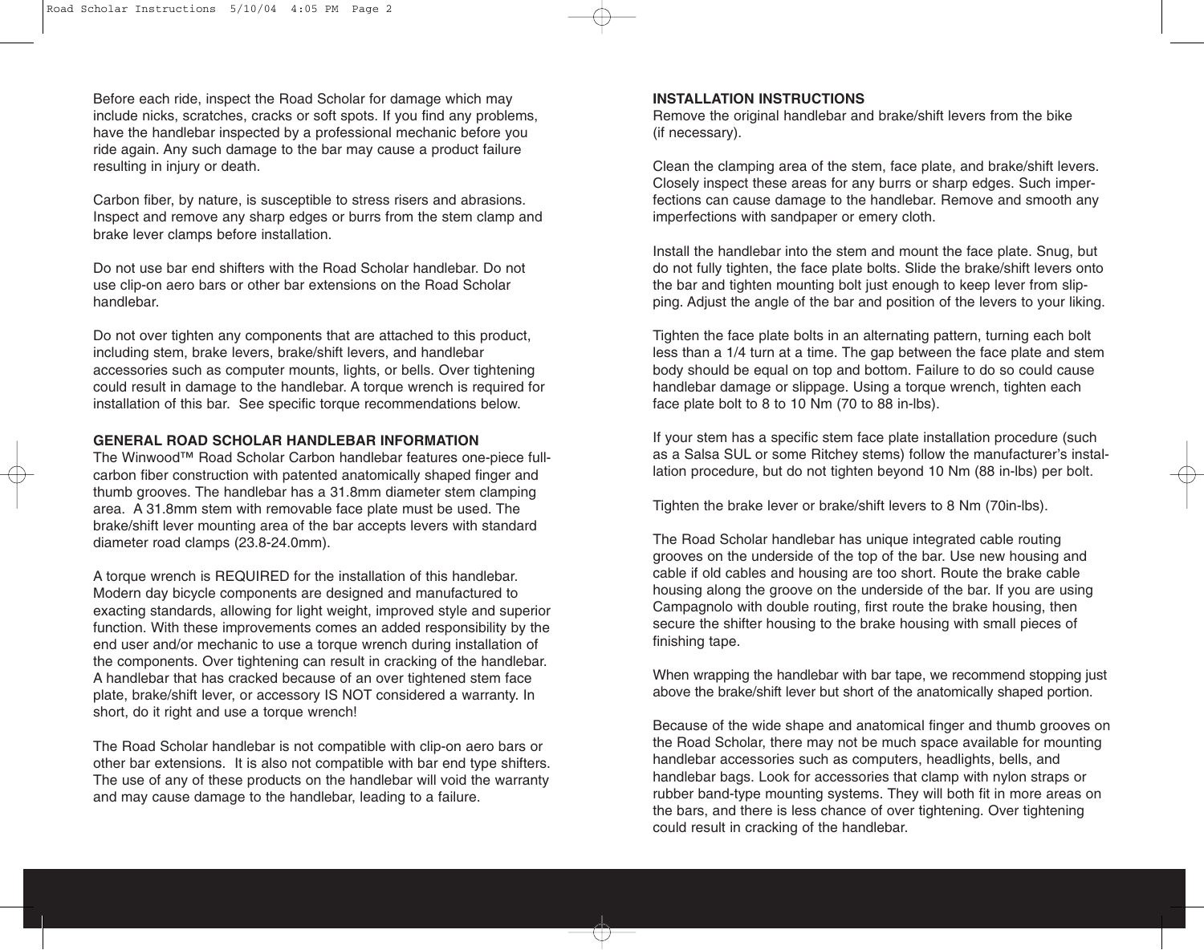Before each ride, inspect the Road Scholar for damage which may include nicks, scratches, cracks or soft spots. If you find any problems, have the handlebar inspected by a professional mechanic before you ride again. Any such damage to the bar may cause a product failure resulting in injury or death.

Carbon fiber, by nature, is susceptible to stress risers and abrasions. Inspect and remove any sharp edges or burrs from the stem clamp and brake lever clamps before installation.

Do not use bar end shifters with the Road Scholar handlebar. Do not use clip-on aero bars or other bar extensions on the Road Scholar handlebar.

Do not over tighten any components that are attached to this product, including stem, brake levers, brake/shift levers, and handlebar accessories such as computer mounts, lights, or bells. Over tightening could result in damage to the handlebar. A torque wrench is required for installation of this bar. See specific torque recommendations below.

**GENERAL ROAD SCHOLAR HANDLEBAR INFORMATION**

The Winwood™ Road Scholar Carbon handlebar features one-piece full-carbon fiber construction with patented anatomically shaped finger and thumb grooves. The handlebar has a 31.8mm diameter stem clamping area. A 31.8mm stem with removable face plate must be used. The brake/shift lever mounting area of the bar accepts levers with standard diameter road clamps (23.8-24.0mm).

A torque wrench is REQUIRED for the installation of this handlebar. Modern day bicycle components are designed and manufactured to exacting standards, allowing for light weight, improved style and superior function. With these improvements comes an added responsibility by the end user and/or mechanic to use a torque wrench during installation of the components. Over tightening can result in cracking of the handlebar. A handlebar that has cracked because of an over tightened stem face plate, brake/shift lever, or accessory IS NOT considered a warranty. In short, do it right and use a torque wrench!

The Road Scholar handlebar is not compatible with clip-on aero bars or other bar extensions. It is also not compatible with bar end type shifters. The use of any of these products on the handlebar will void the warranty and may cause damage to the handlebar, leading to a failure.

**INSTALLATION INSTRUCTIONS**

Remove the original handlebar and brake/shift levers from the bike (if necessary).

Clean the clamping area of the stem, face plate, and brake/shift levers. Closely inspect these areas for any burrs or sharp edges. Such imperfections can cause damage to the handlebar. Remove and smooth any imperfections with sandpaper or emery cloth.

Install the handlebar into the stem and mount the face plate. Snug, but do not fully tighten, the face plate bolts. Slide the brake/shift levers onto the bar and tighten mounting bolt just enough to keep lever from slipping. Adjust the angle of the bar and position of the levers to your liking.

Tighten the face plate bolts in an alternating pattern, turning each bolt less than a 1/4 turn at a time. The gap between the face plate and stem body should be equal on top and bottom. Failure to do so could cause handlebar damage or slippage. Using a torque wrench, tighten each face plate bolt to 8 to 10 Nm (70 to 88 in-lbs).

If your stem has a specific stem face plate installation procedure (such as a Salsa SUL or some Ritchey stems) follow the manufacturer's installation procedure, but do not tighten beyond 10 Nm (88 in-lbs) per bolt.

Tighten the brake lever or brake/shift levers to 8 Nm (70in-lbs).

The Road Scholar handlebar has unique integrated cable routing grooves on the underside of the top of the bar. Use new housing and cable if old cables and housing are too short. Route the brake cable housing along the groove on the underside of the bar. If you are using Campagnolo with double routing, first route the brake housing, then secure the shifter housing to the brake housing with small pieces of finishing tape.

When wrapping the handlebar with bar tape, we recommend stopping just above the brake/shift lever but short of the anatomically shaped portion.

Because of the wide shape and anatomical finger and thumb grooves on the Road Scholar, there may not be much space available for mounting handlebar accessories such as computers, headlights, bells, and handlebar bags. Look for accessories that clamp with nylon straps or rubber band-type mounting systems. They will both fit in more areas on the bars, and there is less chance of over tightening. Over tightening could result in cracking of the handlebar.